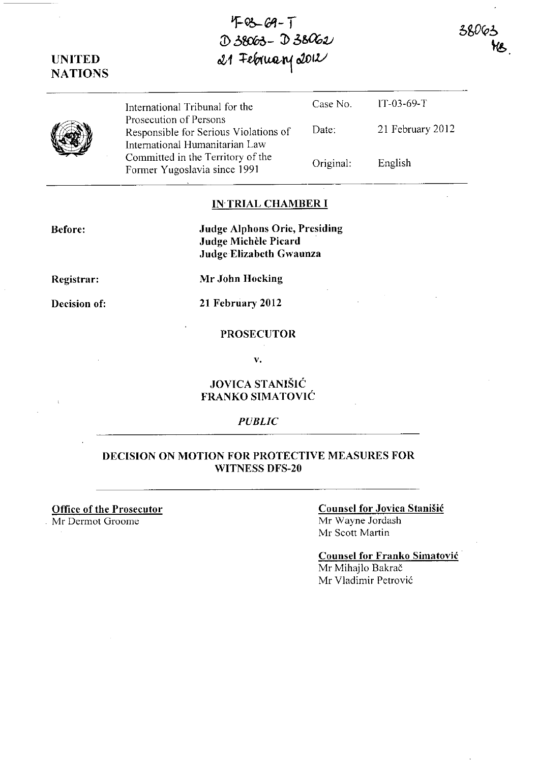IT-03-69-T
D 38063 - D 38062
21 February 2012

38063
HS.

**UNITED NATIONS**

| | | | |
|---|---|---|---|
| | International Tribunal for the Prosecution of Persons Responsible for Serious Violations of International Humanitarian Law Committed in the Territory of the Former Yugoslavia since 1991 | Case No. | IT-03-69-T |
| | | Date: | 21 February 2012 |
| | | Original: | English |

## IN TRIAL CHAMBER I

**Before:** **Judge Alphons Orie, Presiding**
**Judge Michèle Picard**
**Judge Elizabeth Gwaunza**

**Registrar:** **Mr John Hocking**

**Decision of:** **21 February 2012**

**PROSECUTOR**

**v.**

**JOVICA STANIŠIĆ**
**FRANKO SIMATOVIĆ**

*PUBLIC*

## DECISION ON MOTION FOR PROTECTIVE MEASURES FOR WITNESS DFS-20

**Office of the Prosecutor**
Mr Dermot Groome

**Counsel for Jovica Stanišić**
Mr Wayne Jordash
Mr Scott Martin

**Counsel for Franko Simatović**
Mr Mihajlo Bakrač
Mr Vladimir Petrović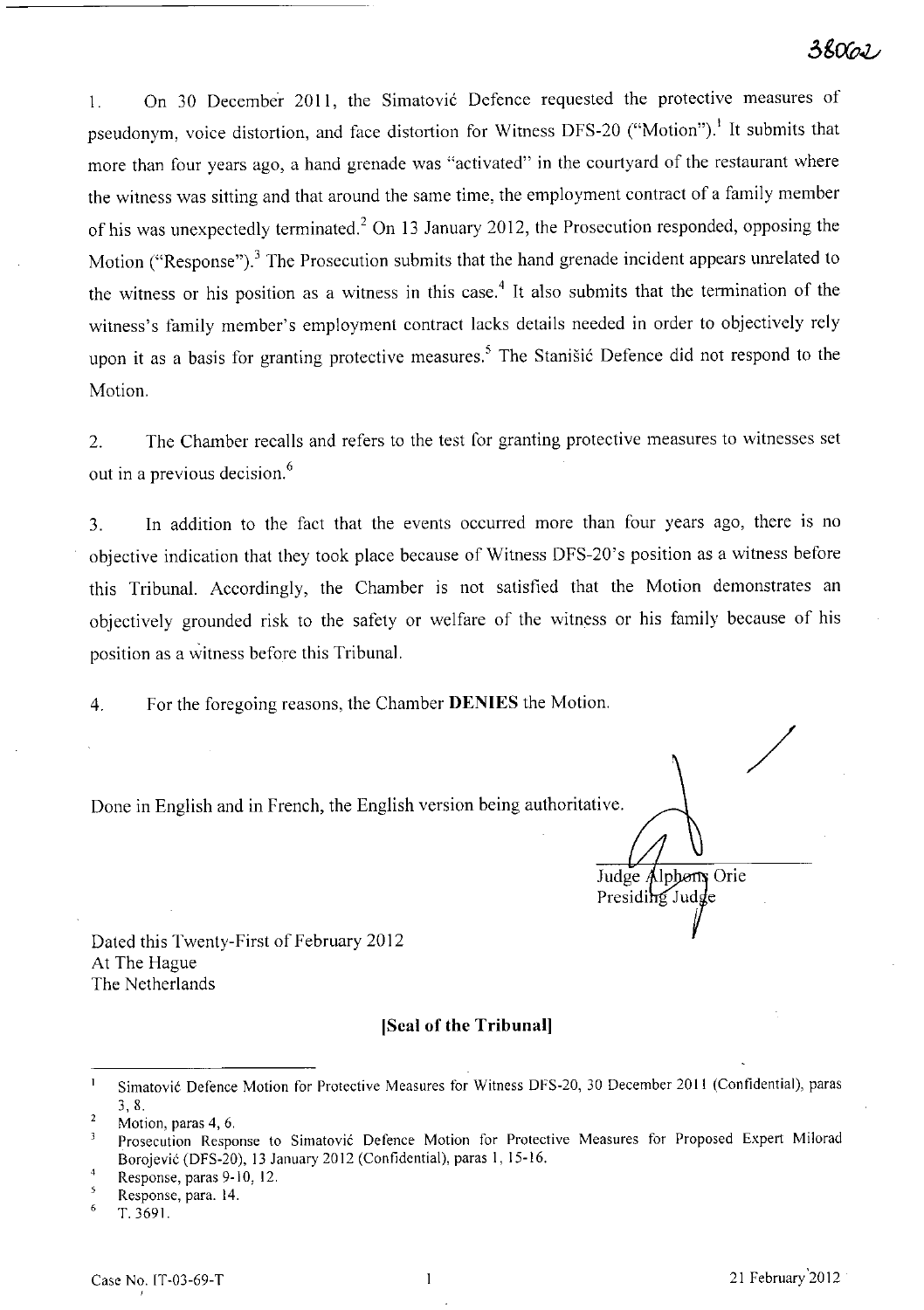1. On 30 December 2011, the Simatović Defence requested the protective measures of pseudonym, voice distortion, and face distortion for Witness DFS-20 ("Motion").[1] It submits that more than four years ago, a hand grenade was "activated" in the courtyard of the restaurant where the witness was sitting and that around the same time, the employment contract of a family member of his was unexpectedly terminated.[2] On 13 January 2012, the Prosecution responded, opposing the Motion ("Response").[3] The Prosecution submits that the hand grenade incident appears unrelated to the witness or his position as a witness in this case.[4] It also submits that the termination of the witness's family member's employment contract lacks details needed in order to objectively rely upon it as a basis for granting protective measures.[5] The Stanišić Defence did not respond to the Motion.

2. The Chamber recalls and refers to the test for granting protective measures to witnesses set out in a previous decision.[6]

3. In addition to the fact that the events occurred more than four years ago, there is no objective indication that they took place because of Witness DFS-20's position as a witness before this Tribunal. Accordingly, the Chamber is not satisfied that the Motion demonstrates an objectively grounded risk to the safety or welfare of the witness or his family because of his position as a witness before this Tribunal.

4. For the foregoing reasons, the Chamber **DENIES** the Motion.

Done in English and in French, the English version being authoritative.

Judge Alphons Orie
Presiding Judge

Dated this Twenty-First of February 2012
At The Hague
The Netherlands

**[Seal of the Tribunal]**

---

[1] Simatović Defence Motion for Protective Measures for Witness DFS-20, 30 December 2011 (Confidential), paras 3, 8.

[2] Motion, paras 4, 6.

[3] Prosecution Response to Simatović Defence Motion for Protective Measures for Proposed Expert Milorad Borojević (DFS-20), 13 January 2012 (Confidential), paras 1, 15-16.

[4] Response, paras 9-10, 12.

[5] Response, para. 14.

[6] T. 3691.